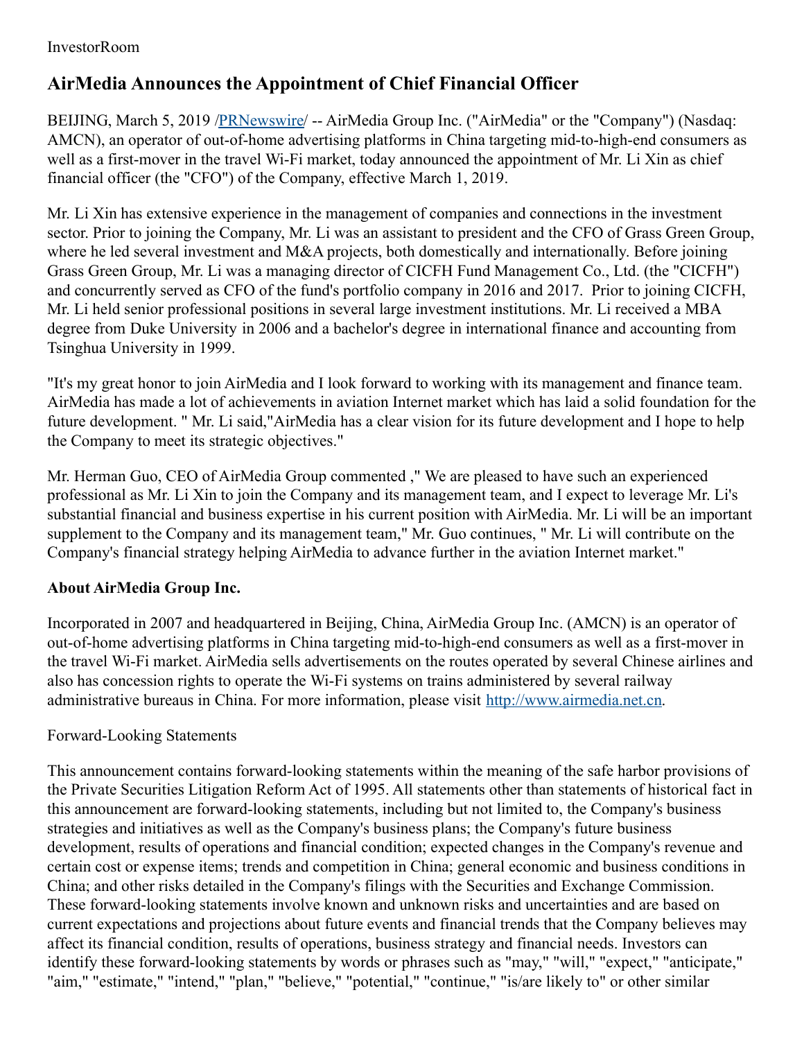InvestorRoom

# AirMedia Announces the Appointment of Chief Financial Officer

BEIJING, March 5, 2019 /[PRNewswire](http://www.prnewswire.com/)/ -- AirMedia Group Inc. ("AirMedia" or the "Company") (Nasdaq: AMCN), an operator of out-of-home advertising platforms in China targeting mid-to-high-end consumers as well as a first-mover in the travel Wi-Fi market, today announced the appointment of Mr. Li Xin as chief financial officer (the "CFO") of the Company, effective March 1, 2019.

Mr. Li Xin has extensive experience in the management of companies and connections in the investment sector. Prior to joining the Company, Mr. Li was an assistant to president and the CFO of Grass Green Group, where he led several investment and M&A projects, both domestically and internationally. Before joining Grass Green Group, Mr. Li was a managing director of CICFH Fund Management Co., Ltd. (the "CICFH") and concurrently served as CFO of the fund's portfolio company in 2016 and 2017. Prior to joining CICFH, Mr. Li held senior professional positions in several large investment institutions. Mr. Li received a MBA degree from Duke University in 2006 and a bachelor's degree in international finance and accounting from Tsinghua University in 1999.

"It's my great honor to join AirMedia and I look forward to working with its management and finance team. AirMedia has made a lot of achievements in aviation Internet market which has laid a solid foundation for the future development. " Mr. Li said,"AirMedia has a clear vision for its future development and I hope to help the Company to meet its strategic objectives."

Mr. Herman Guo, CEO of AirMedia Group commented ," We are pleased to have such an experienced professional as Mr. Li Xin to join the Company and its management team, and I expect to leverage Mr. Li's substantial financial and business expertise in his current position with AirMedia. Mr. Li will be an important supplement to the Company and its management team," Mr. Guo continues, " Mr. Li will contribute on the Company's financial strategy helping AirMedia to advance further in the aviation Internet market."

### About AirMedia Group Inc.

Incorporated in 2007 and headquartered in Beijing, China, AirMedia Group Inc. (AMCN) is an operator of out-of-home advertising platforms in China targeting mid-to-high-end consumers as well as a first-mover in the travel Wi-Fi market. AirMedia sells advertisements on the routes operated by several Chinese airlines and also has concession rights to operate the Wi-Fi systems on trains administered by several railway administrative bureaus in China. For more information, please visit [http://www.airmedia.net.cn](http://www.airmedia.net.cn).

Forward-Looking Statements

This announcement contains forward-looking statements within the meaning of the safe harbor provisions of the Private Securities Litigation Reform Act of 1995. All statements other than statements of historical fact in this announcement are forward-looking statements, including but not limited to, the Company's business strategies and initiatives as well as the Company's business plans; the Company's future business development, results of operations and financial condition; expected changes in the Company's revenue and certain cost or expense items; trends and competition in China; general economic and business conditions in China; and other risks detailed in the Company's filings with the Securities and Exchange Commission. These forward-looking statements involve known and unknown risks and uncertainties and are based on current expectations and projections about future events and financial trends that the Company believes may affect its financial condition, results of operations, business strategy and financial needs. Investors can identify these forward-looking statements by words or phrases such as "may," "will," "expect," "anticipate," "aim," "estimate," "intend," "plan," "believe," "potential," "continue," "is/are likely to" or other similar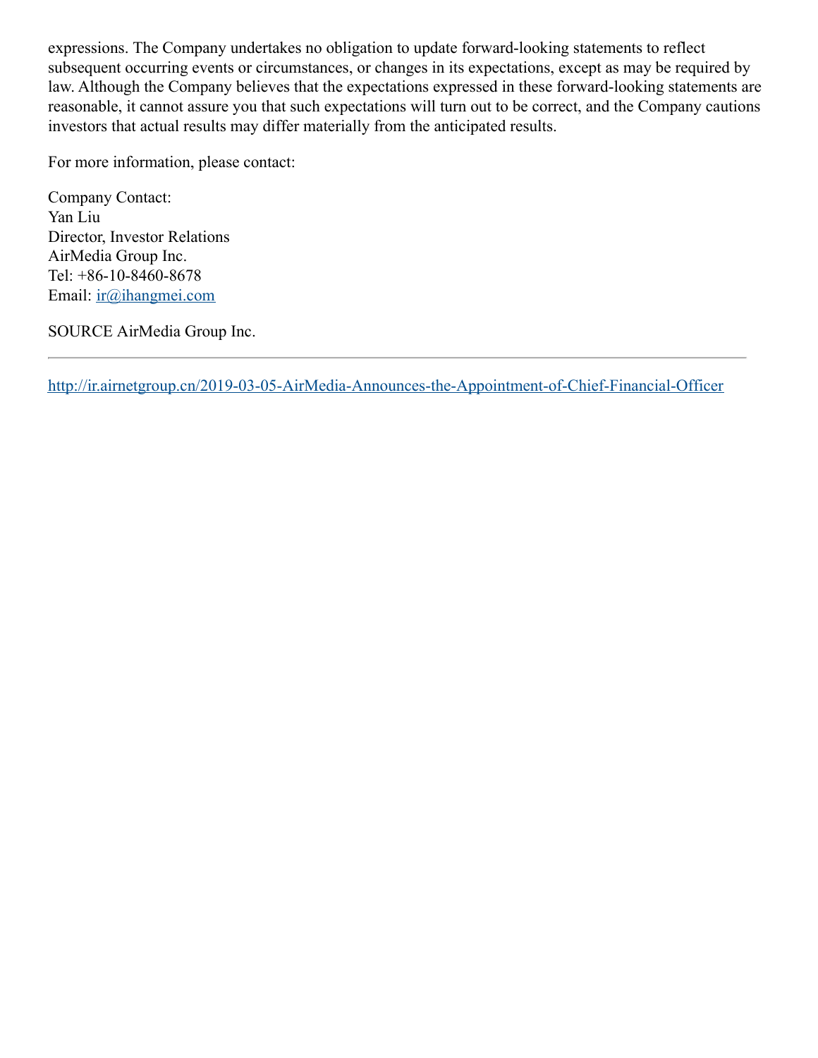expressions. The Company undertakes no obligation to update forward-looking statements to reflect subsequent occurring events or circumstances, or changes in its expectations, except as may be required by law. Although the Company believes that the expectations expressed in these forward-looking statements are reasonable, it cannot assure you that such expectations will turn out to be correct, and the Company cautions investors that actual results may differ materially from the anticipated results.

For more information, please contact:

Company Contact:
Yan Liu
Director, Investor Relations
AirMedia Group Inc.
Tel: +86-10-8460-8678
Email: [ir@ihangmei.com](mailto:ir@ihangmei.com)

SOURCE AirMedia Group Inc.

---

[http://ir.airnetgroup.cn/2019-03-05-AirMedia-Announces-the-Appointment-of-Chief-Financial-Officer](http://ir.airnetgroup.cn/2019-03-05-AirMedia-Announces-the-Appointment-of-Chief-Financial-Officer)